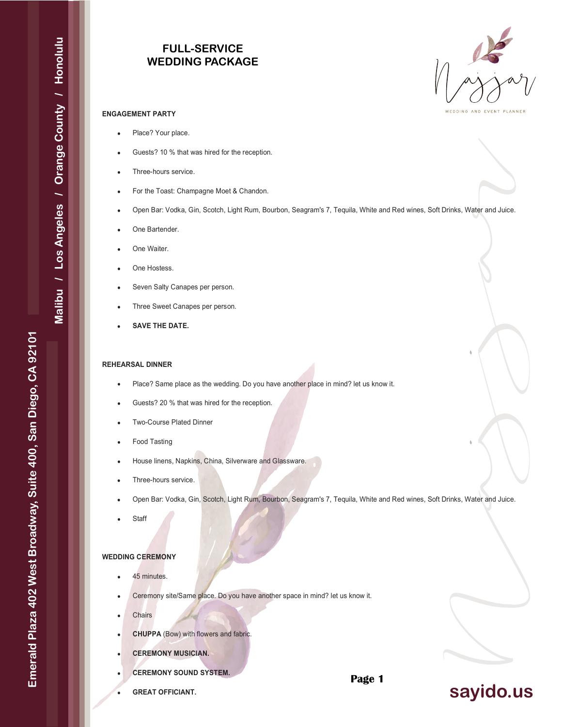# FULL-SERVICE WEDDING PACKAGE

Malibu / Los Angeles / Orange County / Honolulu

Emerald Plaza 402 West Broadway, Suite 400, San Diego, CA 92101

Najjar WEDDING AND EVENT PLANNER

## ENGAGEMENT PARTY

- Place? Your place.
- Guests? 10 % that was hired for the reception.
- Three-hours service.
- For the Toast: Champagne Moet & Chandon.
- Open Bar: Vodka, Gin, Scotch, Light Rum, Bourbon, Seagram's 7, Tequila, White and Red wines, Soft Drinks, Water and Juice.
- One Bartender.
- One Waiter.
- One Hostess.
- Seven Salty Canapes per person.
- Three Sweet Canapes per person.
- **SAVE THE DATE.**

## REHEARSAL DINNER

- Place? Same place as the wedding. Do you have another place in mind? let us know it.
- Guests? 20 % that was hired for the reception.
- Two-Course Plated Dinner
- Food Tasting
- House linens, Napkins, China, Silverware and Glassware.
- Three-hours service.
- Open Bar: Vodka, Gin, Scotch, Light Rum, Bourbon, Seagram's 7, Tequila, White and Red wines, Soft Drinks, Water and Juice.
- Staff

## WEDDING CEREMONY

- 45 minutes.
- Ceremony site/Same place. Do you have another space in mind? let us know it.
- Chairs
- **CHUPPA** (Bow) with flowers and fabric.
- **CEREMONY MUSICIAN.**
- **CEREMONY SOUND SYSTEM.**
- **GREAT OFFICIANT.**

sayido.us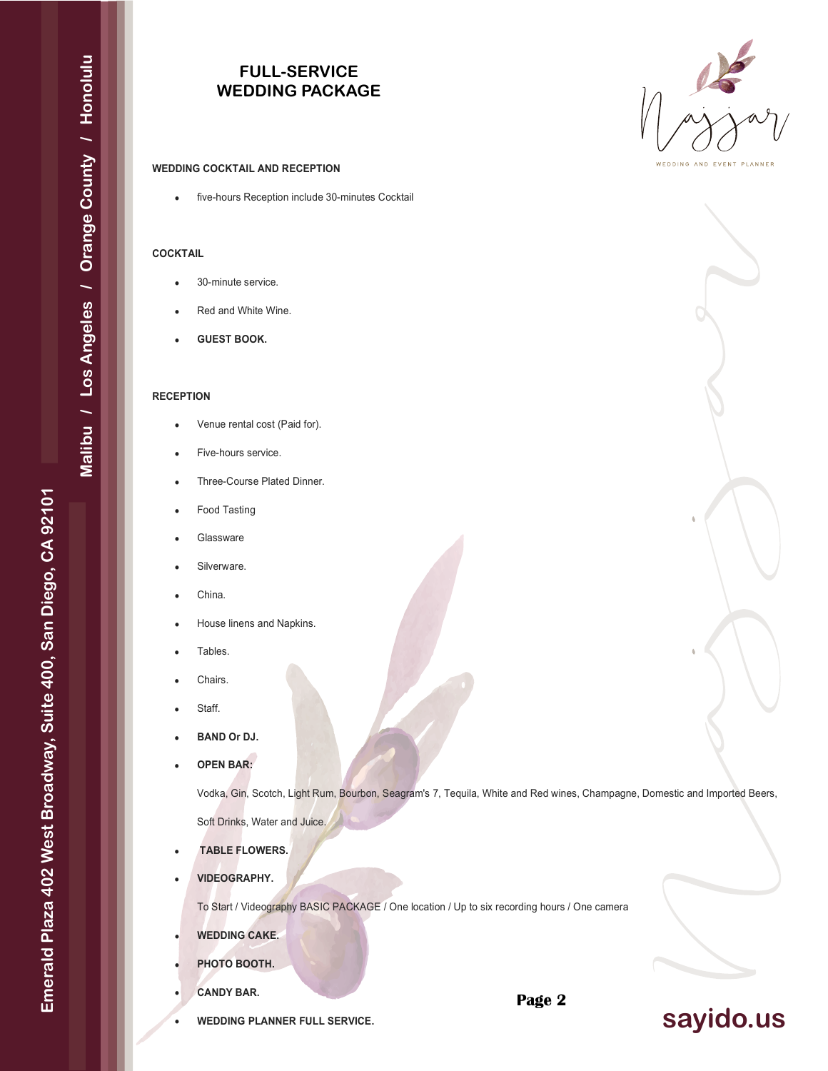# FULL-SERVICE WEDDING PACKAGE

### WEDDING COCKTAIL AND RECEPTION

- five-hours Reception include 30-minutes Cocktail

### COCKTAIL

- 30-minute service.
- Red and White Wine.
- **GUEST BOOK.**

### RECEPTION

- Venue rental cost (Paid for).
- Five-hours service.
- Three-Course Plated Dinner.
- Food Tasting
- Glassware
- Silverware.
- China.
- House linens and Napkins.
- Tables.
- Chairs.
- Staff.
- **BAND Or DJ.**
- **OPEN BAR:**

  Vodka, Gin, Scotch, Light Rum, Bourbon, Seagram's 7, Tequila, White and Red wines, Champagne, Domestic and Imported Beers, Soft Drinks, Water and Juice.
- **TABLE FLOWERS.**
- **VIDEOGRAPHY.**

  To Start / Videography BASIC PACKAGE / One location / Up to six recording hours / One camera
- **WEDDING CAKE.**
- **PHOTO BOOTH.**
- **CANDY BAR.**
- **WEDDING PLANNER FULL SERVICE.**

Malibu / Los Angeles / Orange County / Honolulu

Emerald Plaza 402 West Broadway, Suite 400, San Diego, CA 92101

sayido.us